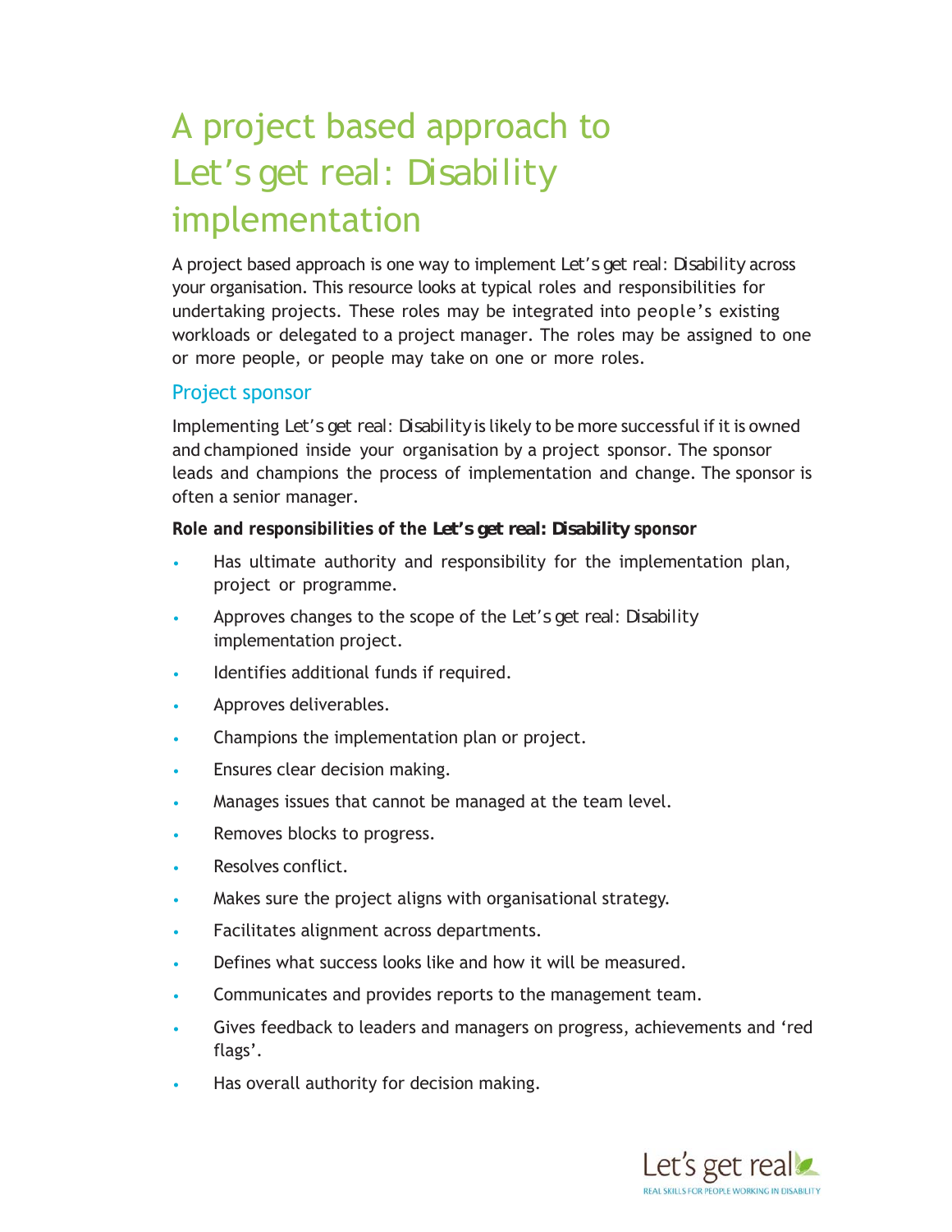# A project based approach to Let's get real: Disability implementation

A project based approach is one way to implement *Let's get real: Disability* across your organisation. This resource looks at typical roles and responsibilities for undertaking projects. These roles may be integrated into people's existing workloads or delegated to a project manager. The roles may be assigned to one or more people, or people may take on one or more roles.

## Project sponsor

Implementing *Let's get real: Disability* is likely to be more successful if it is owned and championed inside your organisation by a project sponsor. The sponsor leads and champions the process of implementation and change. The sponsor is often a senior manager.

**Role and responsibilities of the *Let's get real: Disability* sponsor**

- Has ultimate authority and responsibility for the implementation plan, project or programme.
- Approves changes to the scope of the *Let's get real: Disability* implementation project.
- Identifies additional funds if required.
- Approves deliverables.
- Champions the implementation plan or project.
- Ensures clear decision making.
- Manages issues that cannot be managed at the team level.
- Removes blocks to progress.
- Resolves conflict.
- Makes sure the project aligns with organisational strategy.
- Facilitates alignment across departments.
- Defines what success looks like and how it will be measured.
- Communicates and provides reports to the management team.
- Gives feedback to leaders and managers on progress, achievements and 'red flags'.
- Has overall authority for decision making.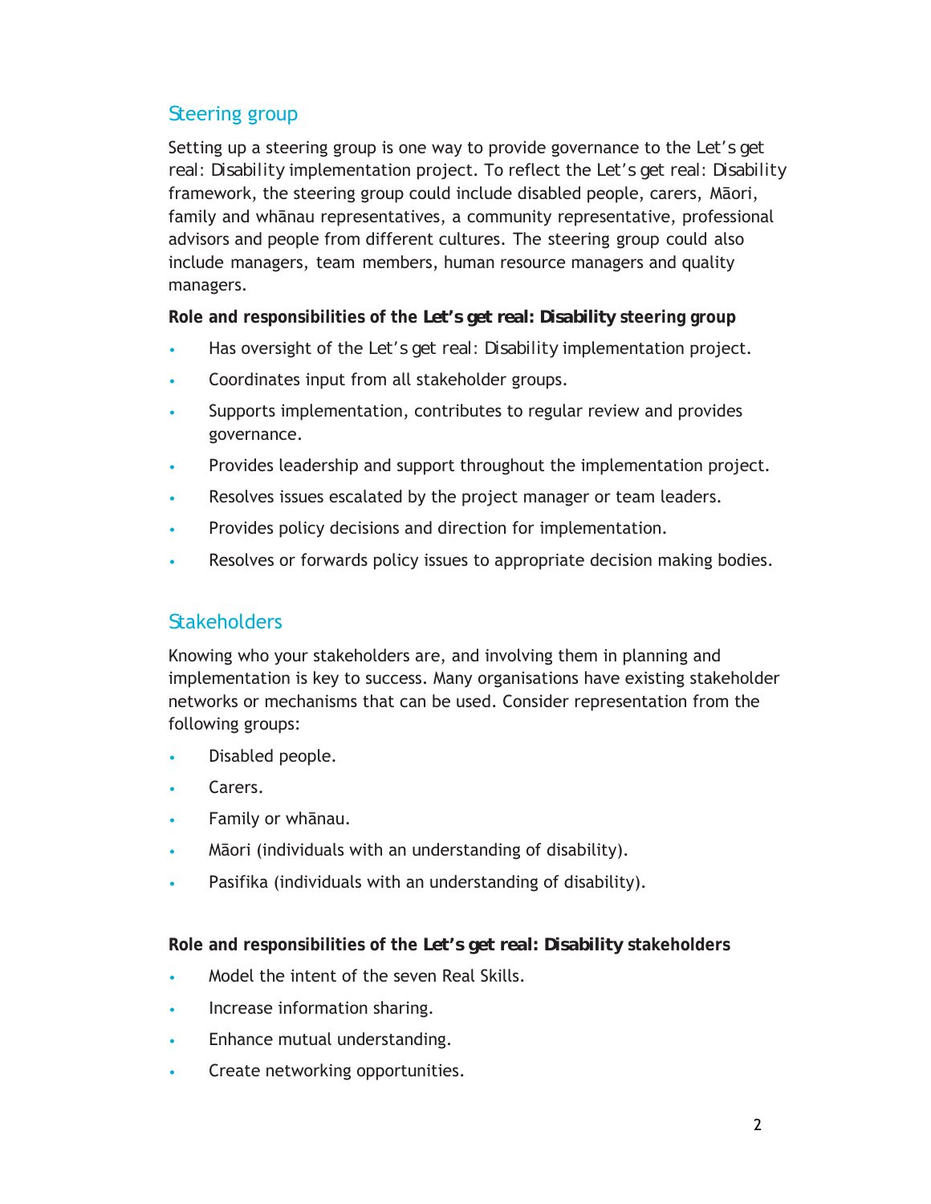## Steering group

Setting up a steering group is one way to provide governance to the *Let's get real: Disability* implementation project. To reflect the *Let's get real: Disability* framework, the steering group could include disabled people, carers, Māori, family and whānau representatives, a community representative, professional advisors and people from different cultures. The steering group could also include managers, team members, human resource managers and quality managers.

**Role and responsibilities of the *Let's get real: Disability* steering group**

- Has oversight of the *Let's get real: Disability* implementation project.
- Coordinates input from all stakeholder groups.
- Supports implementation, contributes to regular review and provides governance.
- Provides leadership and support throughout the implementation project.
- Resolves issues escalated by the project manager or team leaders.
- Provides policy decisions and direction for implementation.
- Resolves or forwards policy issues to appropriate decision making bodies.

## Stakeholders

Knowing who your stakeholders are, and involving them in planning and implementation is key to success. Many organisations have existing stakeholder networks or mechanisms that can be used. Consider representation from the following groups:

- Disabled people.
- Carers.
- Family or whānau.
- Māori (individuals with an understanding of disability).
- Pasifika (individuals with an understanding of disability).

**Role and responsibilities of the *Let's get real: Disability* stakeholders**

- Model the intent of the seven Real Skills.
- Increase information sharing.
- Enhance mutual understanding.
- Create networking opportunities.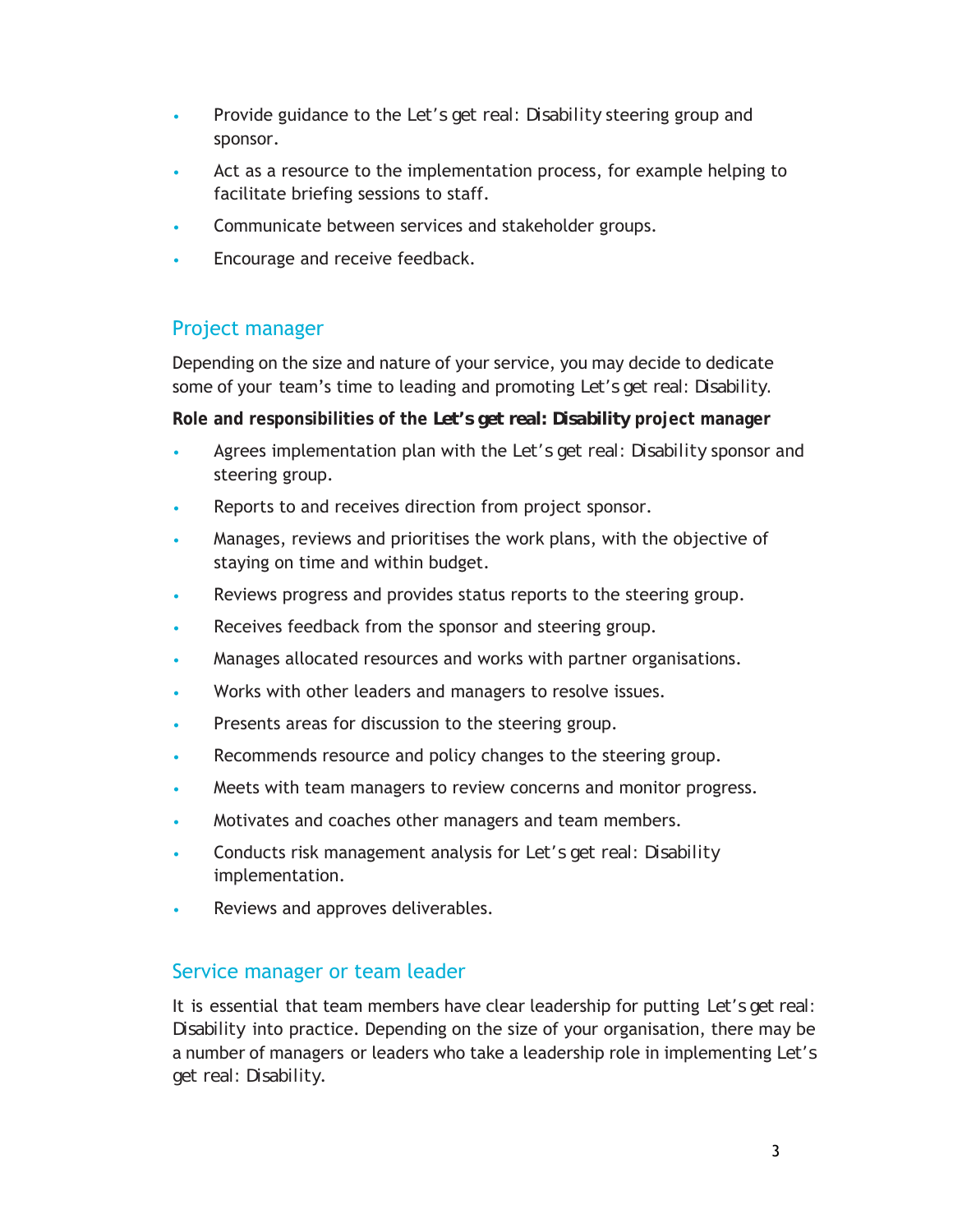- Provide guidance to the Let's get real: Disability steering group and sponsor.
- Act as a resource to the implementation process, for example helping to facilitate briefing sessions to staff.
- Communicate between services and stakeholder groups.
- Encourage and receive feedback.

## Project manager

Depending on the size and nature of your service, you may decide to dedicate some of your team's time to leading and promoting Let's get real: Disability.

**Role and responsibilities of the Let's get real: Disability project manager**

- Agrees implementation plan with the Let's get real: Disability sponsor and steering group.
- Reports to and receives direction from project sponsor.
- Manages, reviews and prioritises the work plans, with the objective of staying on time and within budget.
- Reviews progress and provides status reports to the steering group.
- Receives feedback from the sponsor and steering group.
- Manages allocated resources and works with partner organisations.
- Works with other leaders and managers to resolve issues.
- Presents areas for discussion to the steering group.
- Recommends resource and policy changes to the steering group.
- Meets with team managers to review concerns and monitor progress.
- Motivates and coaches other managers and team members.
- Conducts risk management analysis for Let's get real: Disability implementation.
- Reviews and approves deliverables.

## Service manager or team leader

It is essential that team members have clear leadership for putting Let's get real: Disability into practice. Depending on the size of your organisation, there may be a number of managers or leaders who take a leadership role in implementing Let's get real: Disability.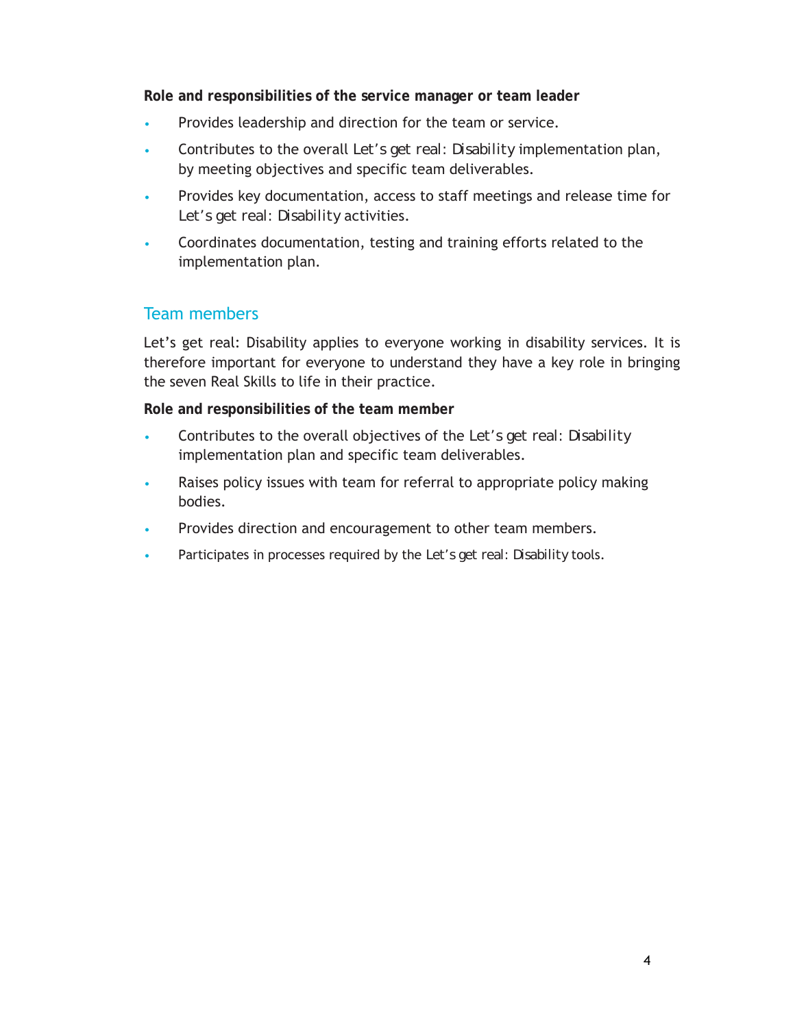**Role and responsibilities of the service manager or team leader**

- Provides leadership and direction for the team or service.
- Contributes to the overall Let's get real: Disability implementation plan, by meeting objectives and specific team deliverables.
- Provides key documentation, access to staff meetings and release time for Let's get real: Disability activities.
- Coordinates documentation, testing and training efforts related to the implementation plan.

## Team members

Let's get real: Disability applies to everyone working in disability services. It is therefore important for everyone to understand they have a key role in bringing the seven Real Skills to life in their practice.

**Role and responsibilities of the team member**

- Contributes to the overall objectives of the Let's get real: Disability implementation plan and specific team deliverables.
- Raises policy issues with team for referral to appropriate policy making bodies.
- Provides direction and encouragement to other team members.
- Participates in processes required by the Let's get real: Disability tools.